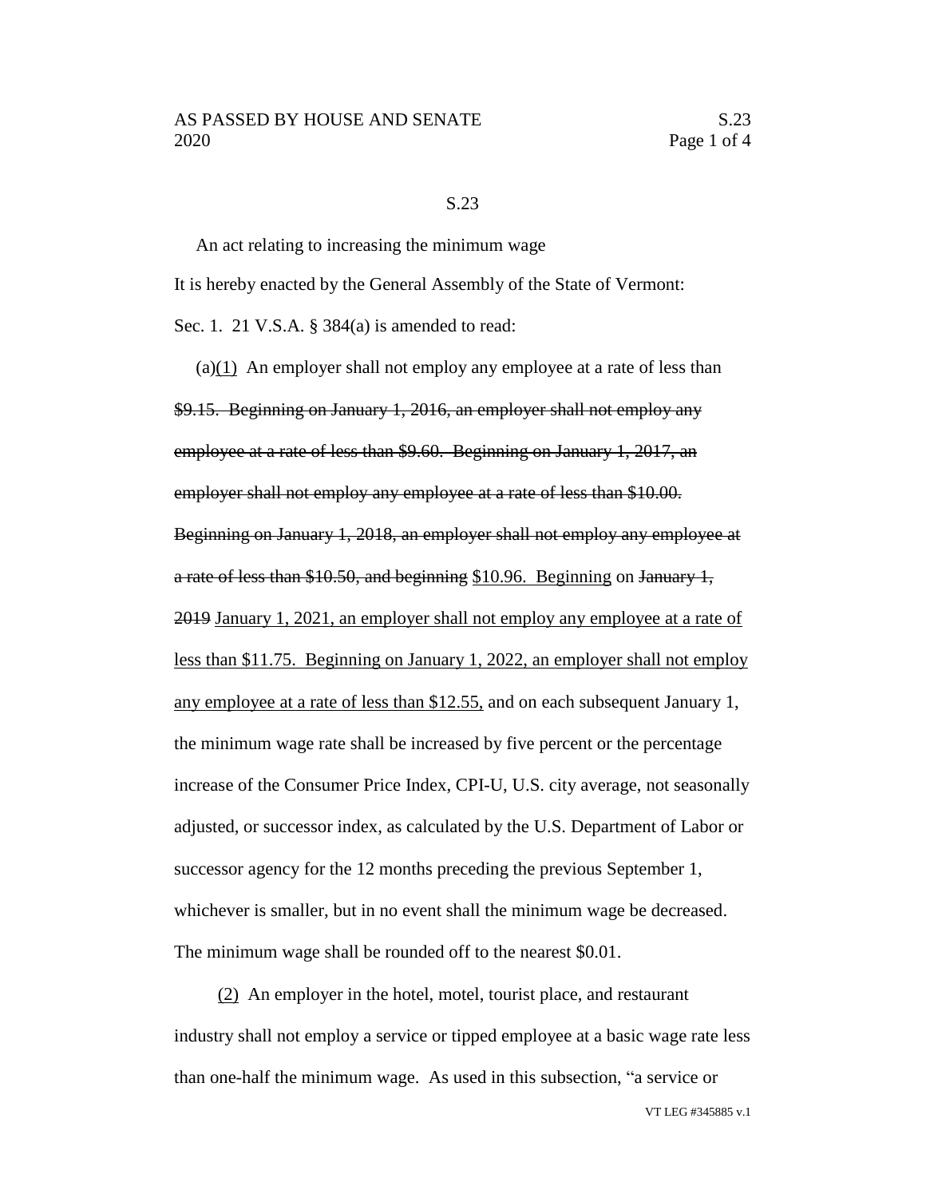S.23

An act relating to increasing the minimum wage

It is hereby enacted by the General Assembly of the State of Vermont:

Sec. 1. 21 V.S.A. § 384(a) is amended to read:

(a)<u>(1)</u> An employer shall not employ any employee at a rate of less than ~~$9.15. Beginning on January 1, 2016, an employer shall not employ any employee at a rate of less than $9.60. Beginning on January 1, 2017, an employer shall not employ any employee at a rate of less than $10.00. Beginning on January 1, 2018, an employer shall not employ any employee at a rate of less than $10.50, and beginning~~ <u>$10.96. Beginning</u> on ~~January 1, 2019~~ <u>January 1, 2021, an employer shall not employ any employee at a rate of less than $11.75. Beginning on January 1, 2022, an employer shall not employ any employee at a rate of less than $12.55,</u> and on each subsequent January 1, the minimum wage rate shall be increased by five percent or the percentage increase of the Consumer Price Index, CPI-U, U.S. city average, not seasonally adjusted, or successor index, as calculated by the U.S. Department of Labor or successor agency for the 12 months preceding the previous September 1, whichever is smaller, but in no event shall the minimum wage be decreased. The minimum wage shall be rounded off to the nearest $0.01.

<u>(2)</u> An employer in the hotel, motel, tourist place, and restaurant industry shall not employ a service or tipped employee at a basic wage rate less than one-half the minimum wage. As used in this subsection, "a service or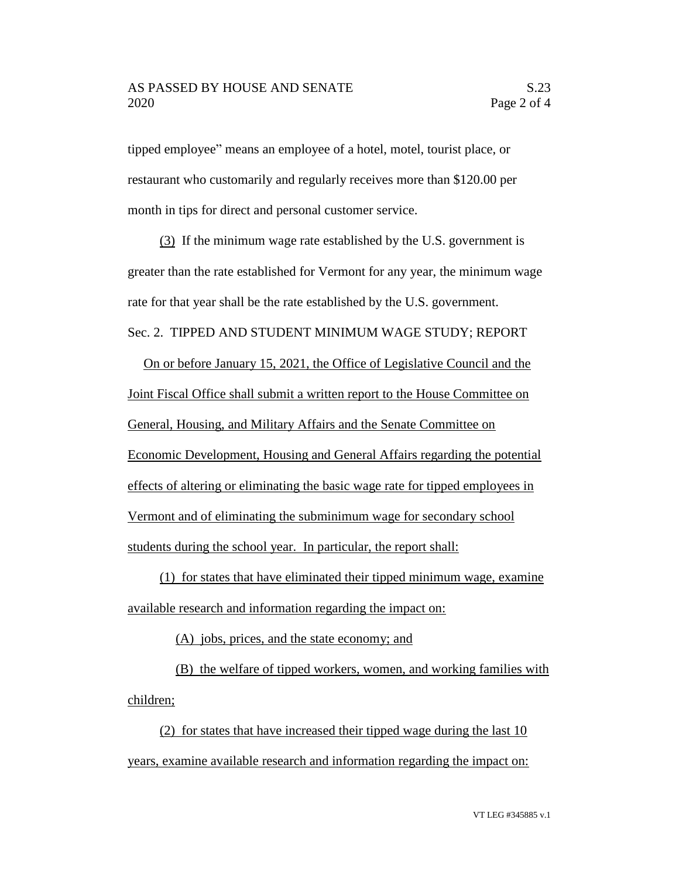tipped employee" means an employee of a hotel, motel, tourist place, or restaurant who customarily and regularly receives more than $120.00 per month in tips for direct and personal customer service.

(3) If the minimum wage rate established by the U.S. government is greater than the rate established for Vermont for any year, the minimum wage rate for that year shall be the rate established by the U.S. government.

Sec. 2. TIPPED AND STUDENT MINIMUM WAGE STUDY; REPORT

On or before January 15, 2021, the Office of Legislative Council and the Joint Fiscal Office shall submit a written report to the House Committee on General, Housing, and Military Affairs and the Senate Committee on Economic Development, Housing and General Affairs regarding the potential effects of altering or eliminating the basic wage rate for tipped employees in Vermont and of eliminating the subminimum wage for secondary school students during the school year. In particular, the report shall:

(1) for states that have eliminated their tipped minimum wage, examine available research and information regarding the impact on:

(A) jobs, prices, and the state economy; and

(B) the welfare of tipped workers, women, and working families with children;

(2) for states that have increased their tipped wage during the last 10 years, examine available research and information regarding the impact on: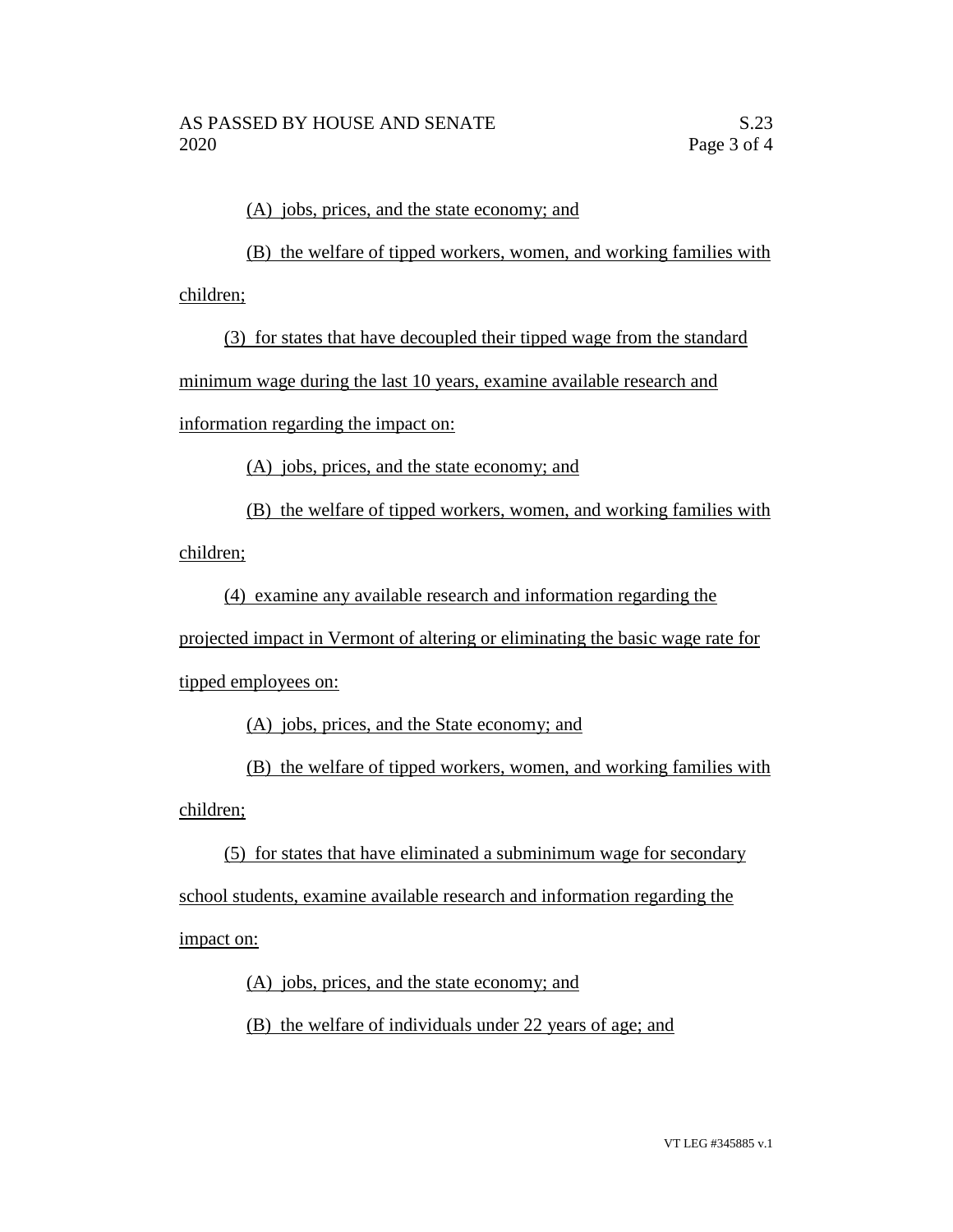(A) jobs, prices, and the state economy; and

(B) the welfare of tipped workers, women, and working families with children;

(3) for states that have decoupled their tipped wage from the standard minimum wage during the last 10 years, examine available research and information regarding the impact on:

(A) jobs, prices, and the state economy; and

(B) the welfare of tipped workers, women, and working families with children;

(4) examine any available research and information regarding the projected impact in Vermont of altering or eliminating the basic wage rate for tipped employees on:

(A) jobs, prices, and the State economy; and

(B) the welfare of tipped workers, women, and working families with children;

(5) for states that have eliminated a subminimum wage for secondary school students, examine available research and information regarding the impact on:

(A) jobs, prices, and the state economy; and

(B) the welfare of individuals under 22 years of age; and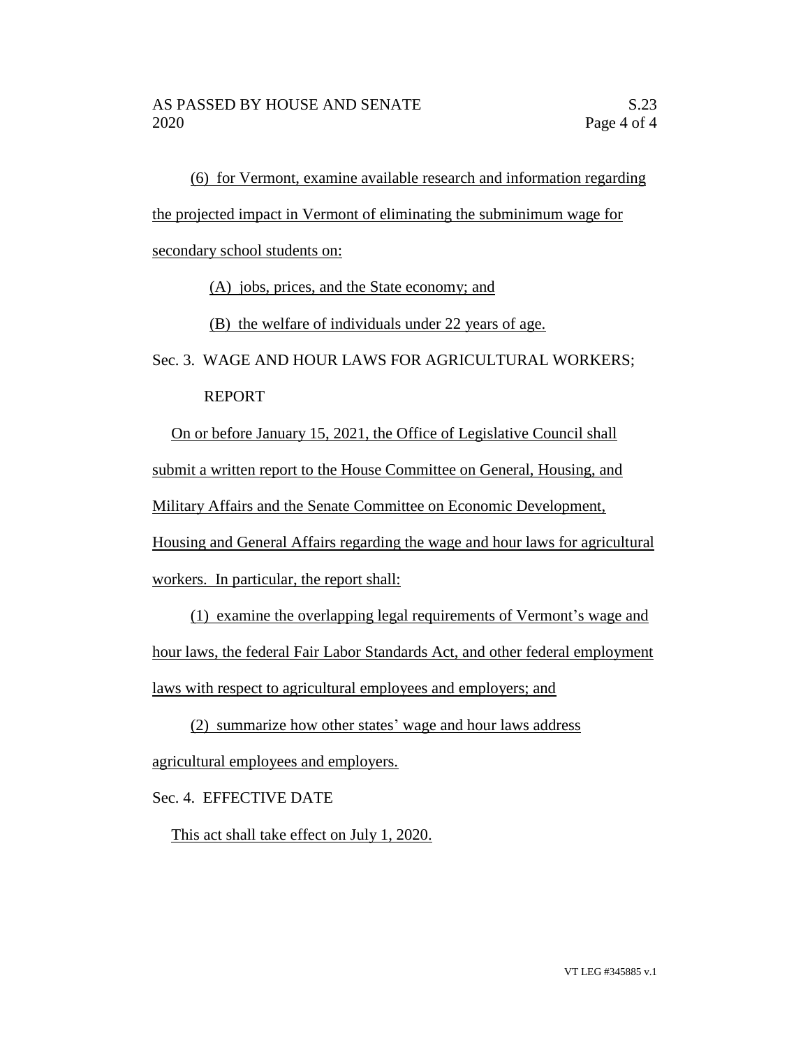(6) for Vermont, examine available research and information regarding the projected impact in Vermont of eliminating the subminimum wage for secondary school students on:

(A) jobs, prices, and the State economy; and

(B) the welfare of individuals under 22 years of age.

Sec. 3. WAGE AND HOUR LAWS FOR AGRICULTURAL WORKERS; REPORT

On or before January 15, 2021, the Office of Legislative Council shall submit a written report to the House Committee on General, Housing, and Military Affairs and the Senate Committee on Economic Development, Housing and General Affairs regarding the wage and hour laws for agricultural workers. In particular, the report shall:

(1) examine the overlapping legal requirements of Vermont's wage and hour laws, the federal Fair Labor Standards Act, and other federal employment laws with respect to agricultural employees and employers; and

(2) summarize how other states' wage and hour laws address agricultural employees and employers.

Sec. 4. EFFECTIVE DATE

This act shall take effect on July 1, 2020.